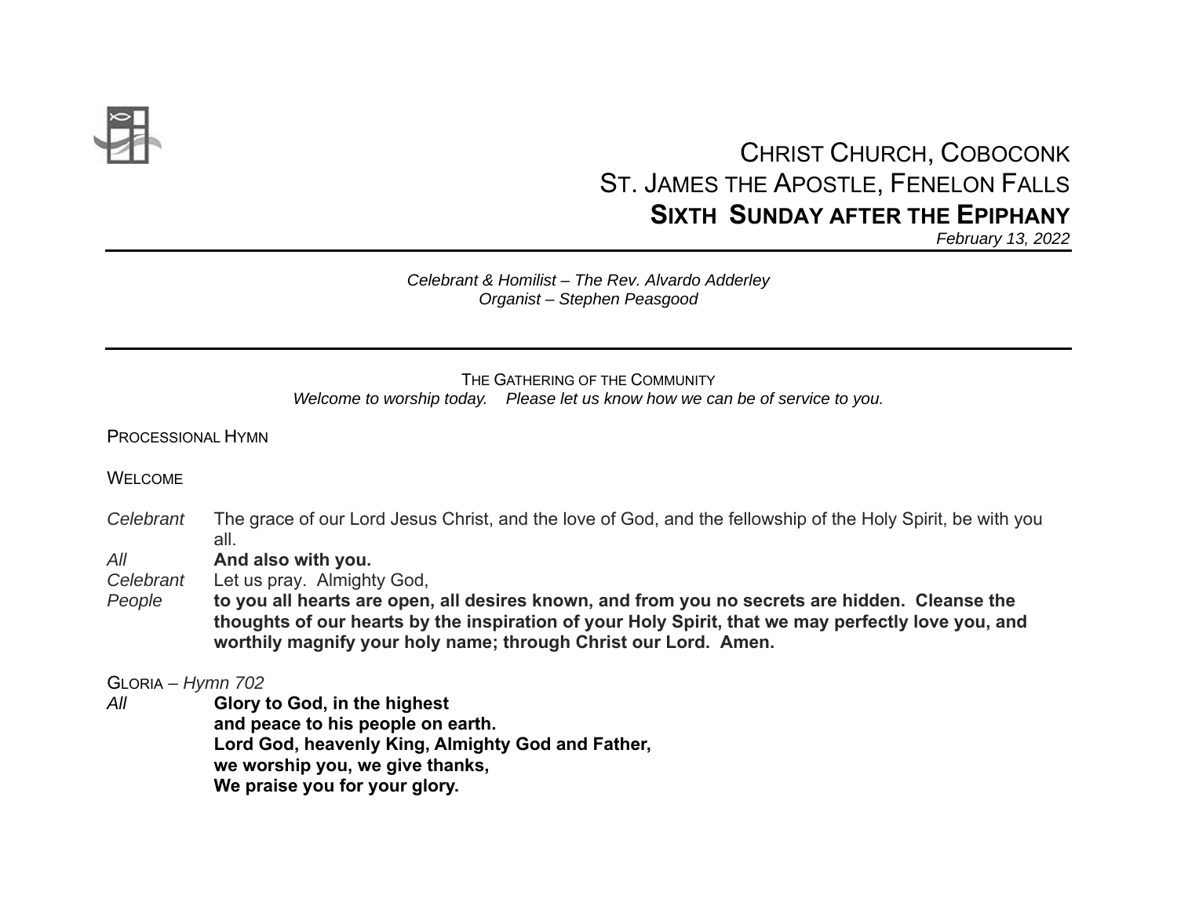# CHRIST CHURCH, COBOCONK
# ST. JAMES THE APOSTLE, FENELON FALLS
## SIXTH SUNDAY AFTER THE EPIPHANY

*February 13, 2022*

---

*Celebrant & Homilist – The Rev. Alvardo Adderley*
*Organist – Stephen Peasgood*

---

THE GATHERING OF THE COMMUNITY

*Welcome to worship today. Please let us know how we can be of service to you.*

PROCESSIONAL HYMN

WELCOME

*Celebrant* The grace of our Lord Jesus Christ, and the love of God, and the fellowship of the Holy Spirit, be with you all.

*All* **And also with you.**

*Celebrant* Let us pray. Almighty God,

*People* **to you all hearts are open, all desires known, and from you no secrets are hidden. Cleanse the thoughts of our hearts by the inspiration of your Holy Spirit, that we may perfectly love you, and worthily magnify your holy name; through Christ our Lord. Amen.**

GLORIA – *Hymn 702*

*All* **Glory to God, in the highest**
**and peace to his people on earth.**
**Lord God, heavenly King, Almighty God and Father,**
**we worship you, we give thanks,**
**We praise you for your glory.**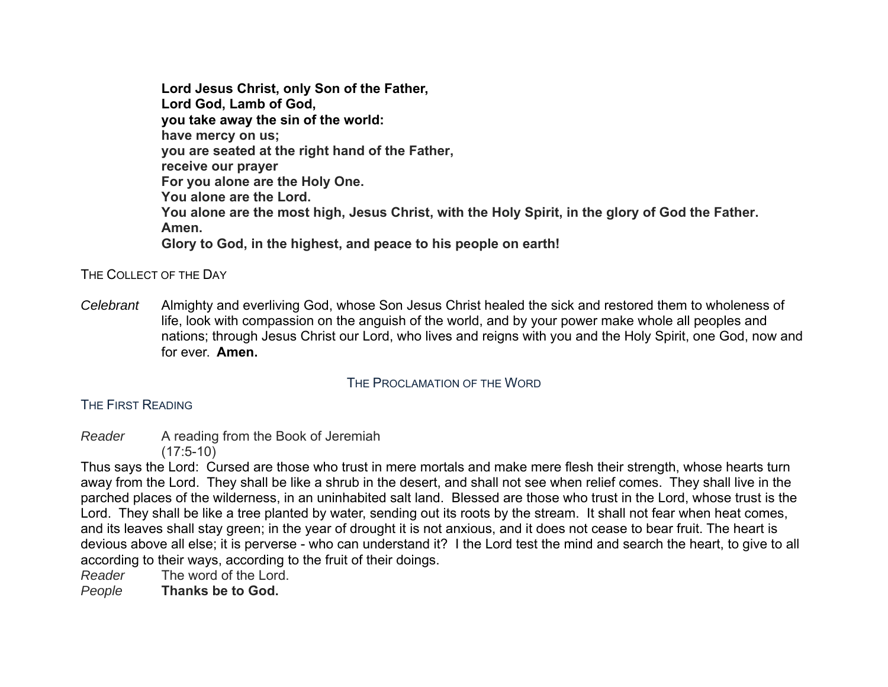**Lord Jesus Christ, only Son of the Father,**
**Lord God, Lamb of God,**
**you take away the sin of the world:**
**have mercy on us;**
**you are seated at the right hand of the Father,**
**receive our prayer**
**For you alone are the Holy One.**
**You alone are the Lord.**
**You alone are the most high, Jesus Christ, with the Holy Spirit, in the glory of God the Father.**
**Amen.**
**Glory to God, in the highest, and peace to his people on earth!**

THE COLLECT OF THE DAY

*Celebrant* Almighty and everliving God, whose Son Jesus Christ healed the sick and restored them to wholeness of life, look with compassion on the anguish of the world, and by your power make whole all peoples and nations; through Jesus Christ our Lord, who lives and reigns with you and the Holy Spirit, one God, now and for ever. **Amen.**

## THE PROCLAMATION OF THE WORD

THE FIRST READING

*Reader* A reading from the Book of Jeremiah
(17:5-10)

Thus says the Lord: Cursed are those who trust in mere mortals and make mere flesh their strength, whose hearts turn away from the Lord. They shall be like a shrub in the desert, and shall not see when relief comes. They shall live in the parched places of the wilderness, in an uninhabited salt land. Blessed are those who trust in the Lord, whose trust is the Lord. They shall be like a tree planted by water, sending out its roots by the stream. It shall not fear when heat comes, and its leaves shall stay green; in the year of drought it is not anxious, and it does not cease to bear fruit. The heart is devious above all else; it is perverse - who can understand it? I the Lord test the mind and search the heart, to give to all according to their ways, according to the fruit of their doings.

*Reader* The word of the Lord.
*People* **Thanks be to God.**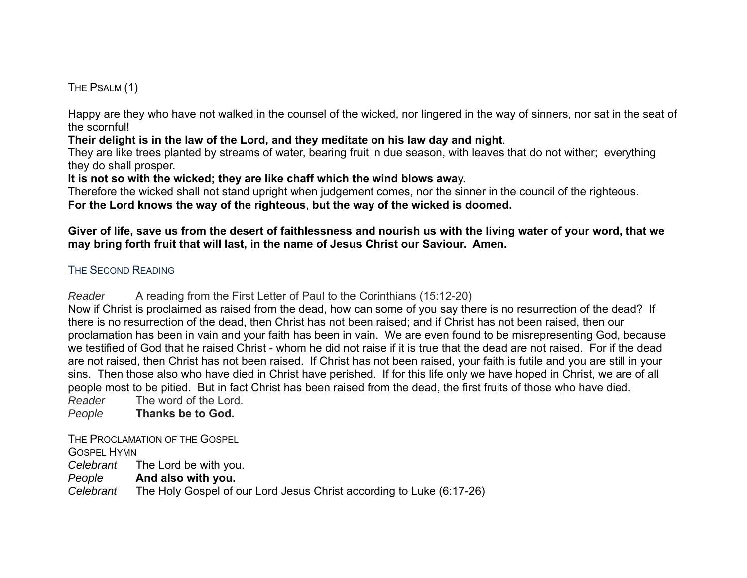## THE PSALM (1)

Happy are they who have not walked in the counsel of the wicked, nor lingered in the way of sinners, nor sat in the seat of the scornful!

**Their delight is in the law of the Lord, and they meditate on his law day and night**.

They are like trees planted by streams of water, bearing fruit in due season, with leaves that do not wither; everything they do shall prosper.

**It is not so with the wicked; they are like chaff which the wind blows awa**y.

Therefore the wicked shall not stand upright when judgement comes, nor the sinner in the council of the righteous.

**For the Lord knows the way of the righteous**, **but the way of the wicked is doomed.**

**Giver of life, save us from the desert of faithlessness and nourish us with the living water of your word, that we may bring forth fruit that will last, in the name of Jesus Christ our Saviour. Amen.**

## THE SECOND READING

*Reader* A reading from the First Letter of Paul to the Corinthians (15:12-20)

Now if Christ is proclaimed as raised from the dead, how can some of you say there is no resurrection of the dead? If there is no resurrection of the dead, then Christ has not been raised; and if Christ has not been raised, then our proclamation has been in vain and your faith has been in vain. We are even found to be misrepresenting God, because we testified of God that he raised Christ - whom he did not raise if it is true that the dead are not raised. For if the dead are not raised, then Christ has not been raised. If Christ has not been raised, your faith is futile and you are still in your sins. Then those also who have died in Christ have perished. If for this life only we have hoped in Christ, we are of all people most to be pitied. But in fact Christ has been raised from the dead, the first fruits of those who have died.

*Reader* The word of the Lord.

*People* **Thanks be to God.**

## THE PROCLAMATION OF THE GOSPEL

GOSPEL HYMN

*Celebrant* The Lord be with you.

*People* **And also with you.**

*Celebrant* The Holy Gospel of our Lord Jesus Christ according to Luke (6:17-26)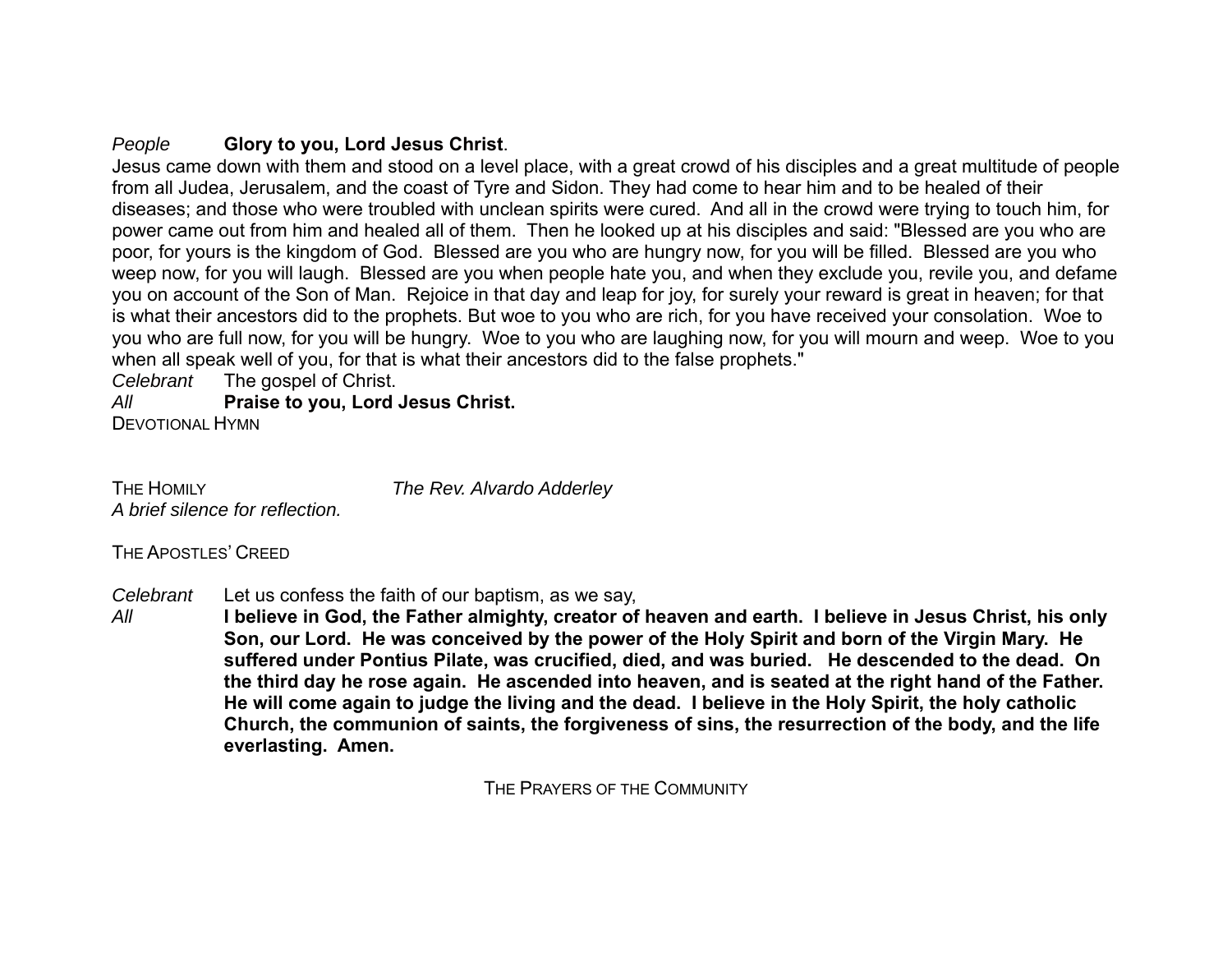*People* **Glory to you, Lord Jesus Christ**.

Jesus came down with them and stood on a level place, with a great crowd of his disciples and a great multitude of people from all Judea, Jerusalem, and the coast of Tyre and Sidon. They had come to hear him and to be healed of their diseases; and those who were troubled with unclean spirits were cured. And all in the crowd were trying to touch him, for power came out from him and healed all of them. Then he looked up at his disciples and said: "Blessed are you who are poor, for yours is the kingdom of God. Blessed are you who are hungry now, for you will be filled. Blessed are you who weep now, for you will laugh. Blessed are you when people hate you, and when they exclude you, revile you, and defame you on account of the Son of Man. Rejoice in that day and leap for joy, for surely your reward is great in heaven; for that is what their ancestors did to the prophets. But woe to you who are rich, for you have received your consolation. Woe to you who are full now, for you will be hungry. Woe to you who are laughing now, for you will mourn and weep. Woe to you when all speak well of you, for that is what their ancestors did to the false prophets."

*Celebrant* The gospel of Christ.

*All* **Praise to you, Lord Jesus Christ.**

DEVOTIONAL HYMN

THE HOMILY *The Rev. Alvardo Adderley*

*A brief silence for reflection.*

THE APOSTLES' CREED

*Celebrant* Let us confess the faith of our baptism, as we say,

*All* **I believe in God, the Father almighty, creator of heaven and earth. I believe in Jesus Christ, his only Son, our Lord. He was conceived by the power of the Holy Spirit and born of the Virgin Mary. He suffered under Pontius Pilate, was crucified, died, and was buried. He descended to the dead. On the third day he rose again. He ascended into heaven, and is seated at the right hand of the Father. He will come again to judge the living and the dead. I believe in the Holy Spirit, the holy catholic Church, the communion of saints, the forgiveness of sins, the resurrection of the body, and the life everlasting. Amen.**

THE PRAYERS OF THE COMMUNITY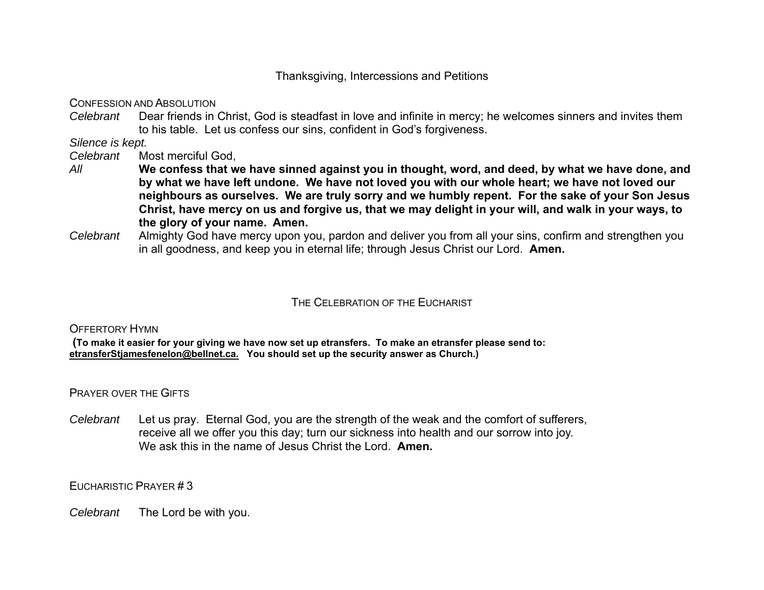Thanksgiving, Intercessions and Petitions

CONFESSION AND ABSOLUTION

*Celebrant* Dear friends in Christ, God is steadfast in love and infinite in mercy; he welcomes sinners and invites them to his table. Let us confess our sins, confident in God's forgiveness.

*Silence is kept.*

*Celebrant* Most merciful God,

*All* **We confess that we have sinned against you in thought, word, and deed, by what we have done, and by what we have left undone. We have not loved you with our whole heart; we have not loved our neighbours as ourselves. We are truly sorry and we humbly repent. For the sake of your Son Jesus Christ, have mercy on us and forgive us, that we may delight in your will, and walk in your ways, to the glory of your name. Amen.**

*Celebrant* Almighty God have mercy upon you, pardon and deliver you from all your sins, confirm and strengthen you in all goodness, and keep you in eternal life; through Jesus Christ our Lord. **Amen.**

## THE CELEBRATION OF THE EUCHARIST

OFFERTORY HYMN

**(To make it easier for your giving we have now set up etransfers. To make an etransfer please send to: etransferStjamesfenelon@bellnet.ca. You should set up the security answer as Church.)**

PRAYER OVER THE GIFTS

*Celebrant* Let us pray. Eternal God, you are the strength of the weak and the comfort of sufferers, receive all we offer you this day; turn our sickness into health and our sorrow into joy. We ask this in the name of Jesus Christ the Lord. **Amen.**

EUCHARISTIC PRAYER # 3

*Celebrant* The Lord be with you.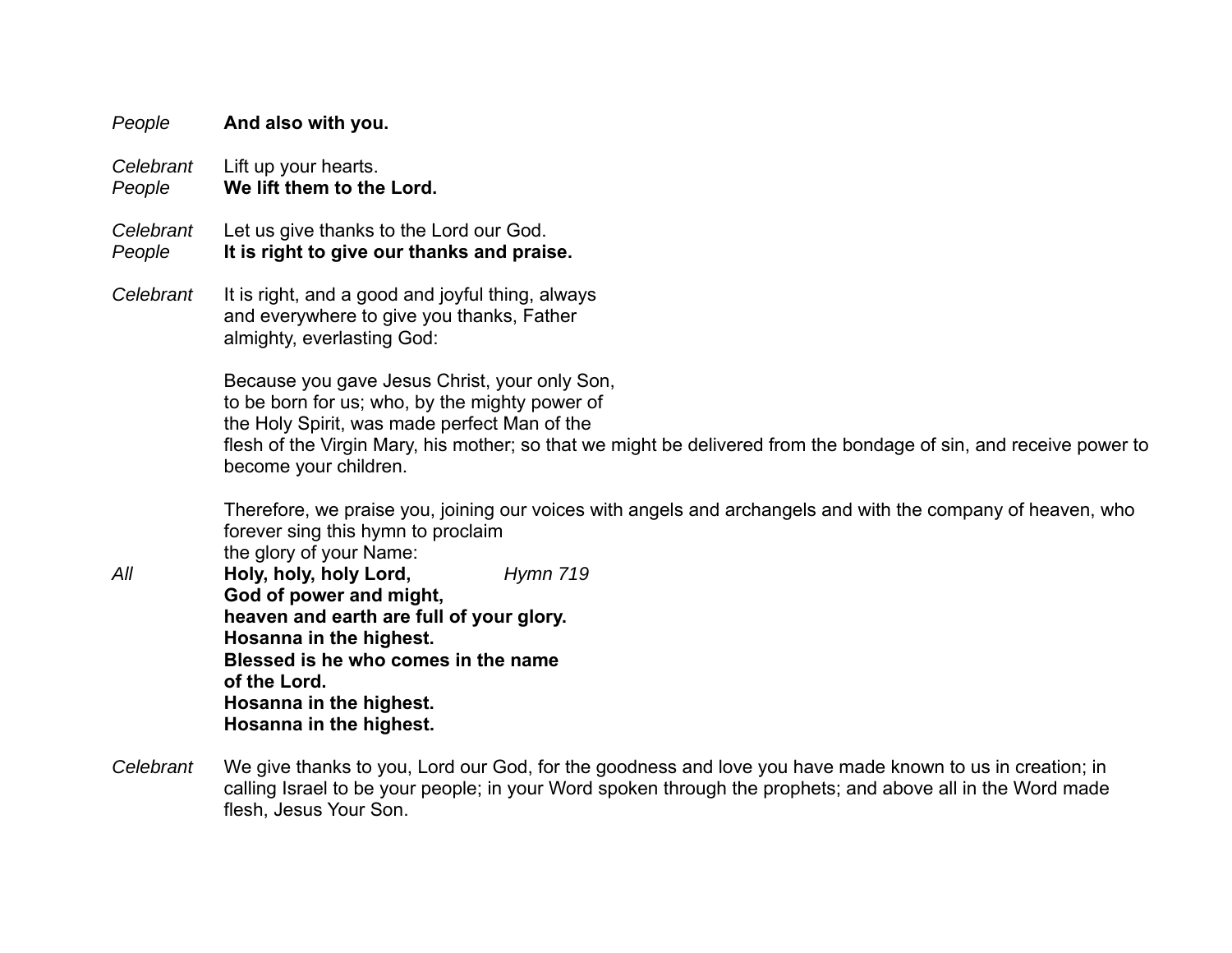*People* **And also with you.**

*Celebrant* Lift up your hearts.
*People* **We lift them to the Lord.**

*Celebrant* Let us give thanks to the Lord our God.
*People* **It is right to give our thanks and praise.**

*Celebrant* It is right, and a good and joyful thing, always and everywhere to give you thanks, Father almighty, everlasting God:

Because you gave Jesus Christ, your only Son, to be born for us; who, by the mighty power of the Holy Spirit, was made perfect Man of the flesh of the Virgin Mary, his mother; so that we might be delivered from the bondage of sin, and receive power to become your children.

Therefore, we praise you, joining our voices with angels and archangels and with the company of heaven, who forever sing this hymn to proclaim the glory of your Name:

*All* **Holy, holy, holy Lord,** *Hymn 719*
**God of power and might,**
**heaven and earth are full of your glory.**
**Hosanna in the highest.**
**Blessed is he who comes in the name of the Lord.**
**Hosanna in the highest.**
**Hosanna in the highest.**

*Celebrant* We give thanks to you, Lord our God, for the goodness and love you have made known to us in creation; in calling Israel to be your people; in your Word spoken through the prophets; and above all in the Word made flesh, Jesus Your Son.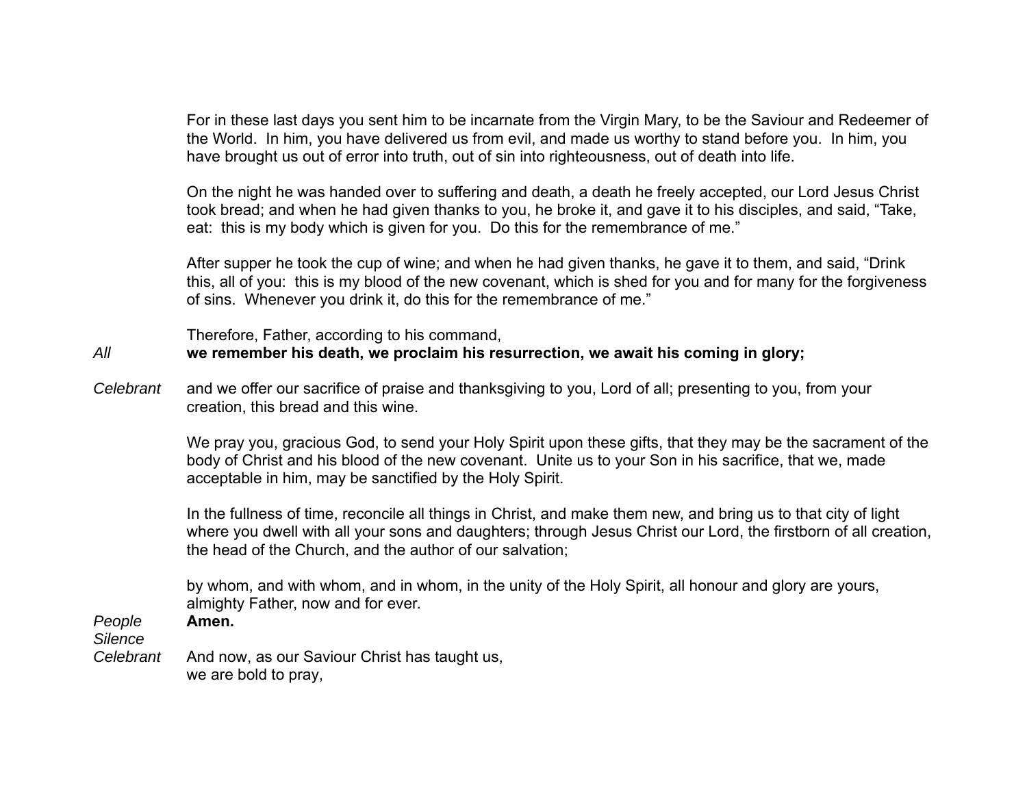For in these last days you sent him to be incarnate from the Virgin Mary, to be the Saviour and Redeemer of the World. In him, you have delivered us from evil, and made us worthy to stand before you. In him, you have brought us out of error into truth, out of sin into righteousness, out of death into life.

On the night he was handed over to suffering and death, a death he freely accepted, our Lord Jesus Christ took bread; and when he had given thanks to you, he broke it, and gave it to his disciples, and said, "Take, eat: this is my body which is given for you. Do this for the remembrance of me."

After supper he took the cup of wine; and when he had given thanks, he gave it to them, and said, "Drink this, all of you: this is my blood of the new covenant, which is shed for you and for many for the forgiveness of sins. Whenever you drink it, do this for the remembrance of me."

Therefore, Father, according to his command,

*All* **we remember his death, we proclaim his resurrection, we await his coming in glory;**

*Celebrant* and we offer our sacrifice of praise and thanksgiving to you, Lord of all; presenting to you, from your creation, this bread and this wine.

We pray you, gracious God, to send your Holy Spirit upon these gifts, that they may be the sacrament of the body of Christ and his blood of the new covenant. Unite us to your Son in his sacrifice, that we, made acceptable in him, may be sanctified by the Holy Spirit.

In the fullness of time, reconcile all things in Christ, and make them new, and bring us to that city of light where you dwell with all your sons and daughters; through Jesus Christ our Lord, the firstborn of all creation, the head of the Church, and the author of our salvation;

by whom, and with whom, and in whom, in the unity of the Holy Spirit, all honour and glory are yours, almighty Father, now and for ever.

*People* **Amen.**

*Silence*

*Celebrant* And now, as our Saviour Christ has taught us,
we are bold to pray,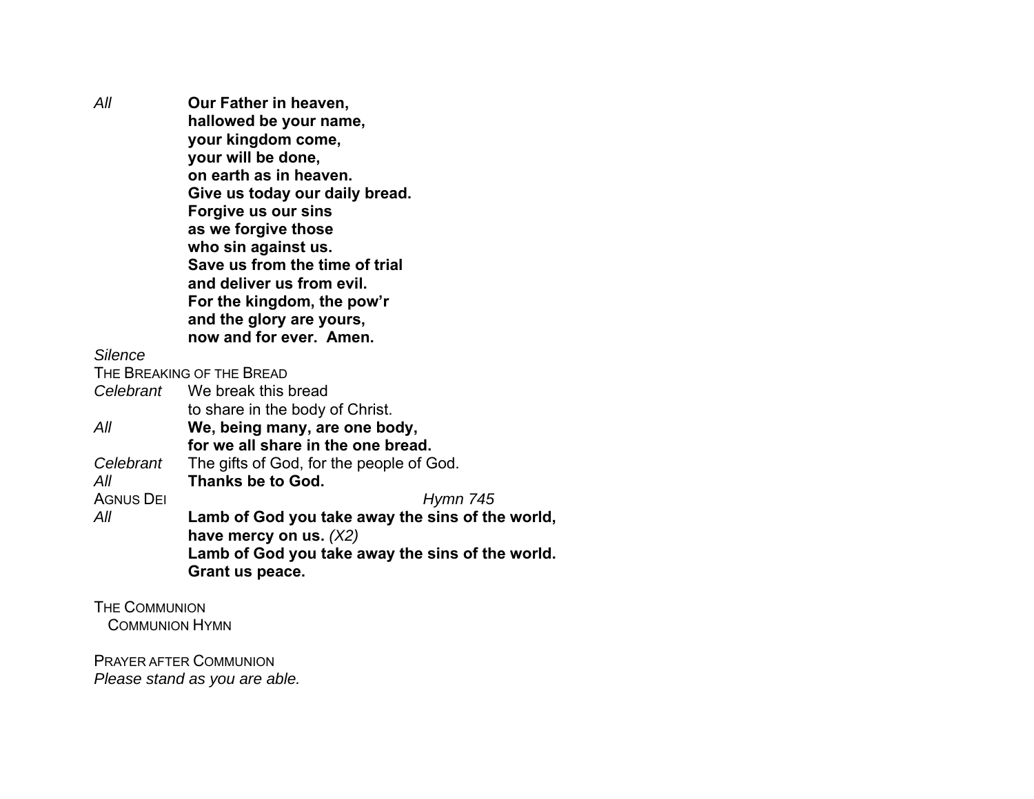*All* **Our Father in heaven,**
**hallowed be your name,**
**your kingdom come,**
**your will be done,**
**on earth as in heaven.**
**Give us today our daily bread.**
**Forgive us our sins**
**as we forgive those**
**who sin against us.**
**Save us from the time of trial**
**and deliver us from evil.**
**For the kingdom, the pow'r**
**and the glory are yours,**
**now and for ever. Amen.**

*Silence*

THE BREAKING OF THE BREAD

*Celebrant* We break this bread
to share in the body of Christ.

*All* **We, being many, are one body,**
**for we all share in the one bread.**

*Celebrant* The gifts of God, for the people of God.

*All* **Thanks be to God.**

AGNUS DEI *Hymn 745*

*All* **Lamb of God you take away the sins of the world,**
**have mercy on us.** *(X2)*
**Lamb of God you take away the sins of the world.**
**Grant us peace.**

THE COMMUNION

COMMUNION HYMN

PRAYER AFTER COMMUNION

*Please stand as you are able.*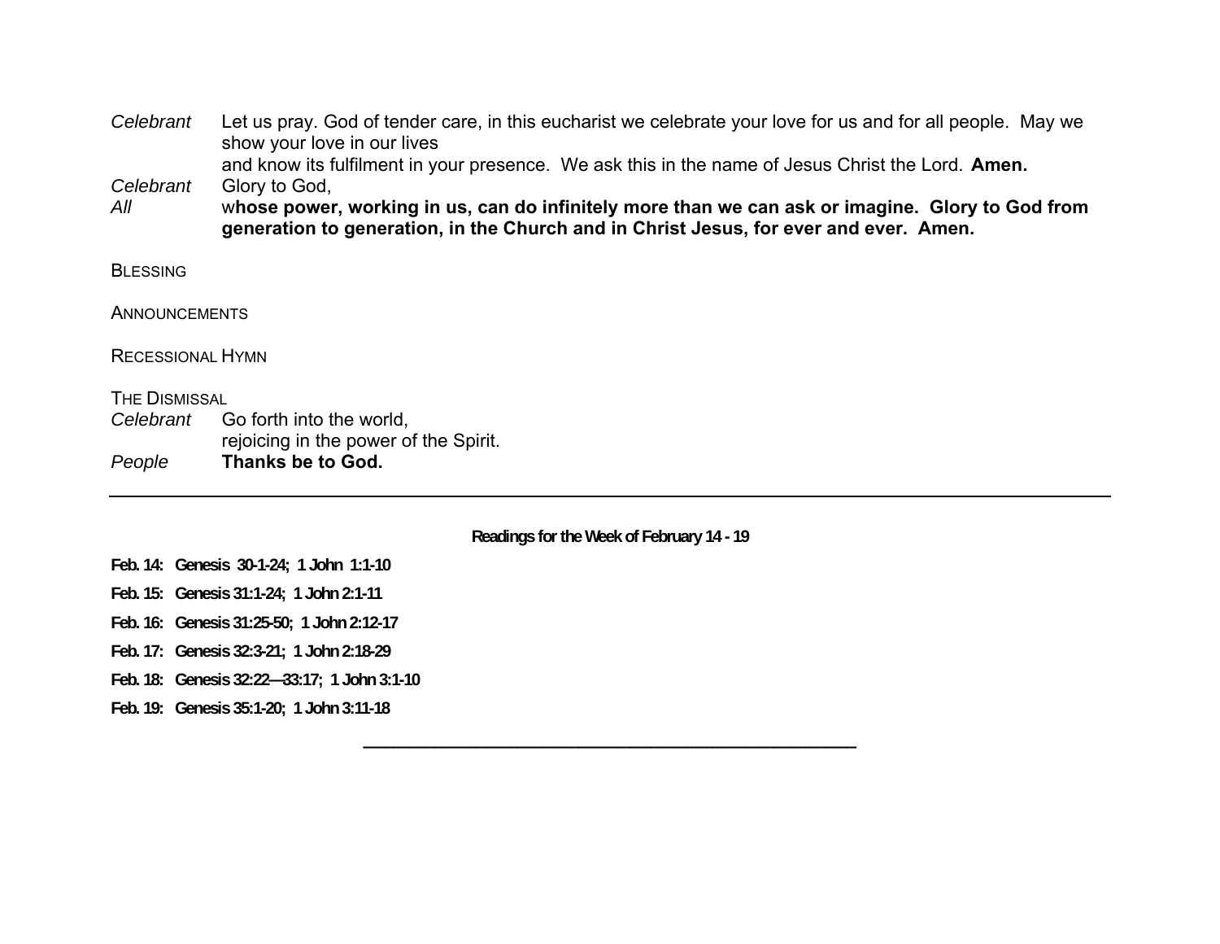*Celebrant* Let us pray. God of tender care, in this eucharist we celebrate your love for us and for all people. May we show your love in our lives
and know its fulfilment in your presence. We ask this in the name of Jesus Christ the Lord. **Amen.**

*Celebrant* Glory to God,

*All* w**hose power, working in us, can do infinitely more than we can ask or imagine. Glory to God from generation to generation, in the Church and in Christ Jesus, for ever and ever. Amen.**

BLESSING

ANNOUNCEMENTS

RECESSIONAL HYMN

THE DISMISSAL

*Celebrant* Go forth into the world,
rejoicing in the power of the Spirit.

*People* **Thanks be to God.**

---

**Readings for the Week of February 14 - 19**

**Feb. 14: Genesis 30-1-24; 1 John 1:1-10**

**Feb. 15: Genesis 31:1-24; 1 John 2:1-11**

**Feb. 16: Genesis 31:25-50; 1 John 2:12-17**

**Feb. 17: Genesis 32:3-21; 1 John 2:18-29**

**Feb. 18: Genesis 32:22—33:17; 1 John 3:1-10**

**Feb. 19: Genesis 35:1-20; 1 John 3:11-18**

---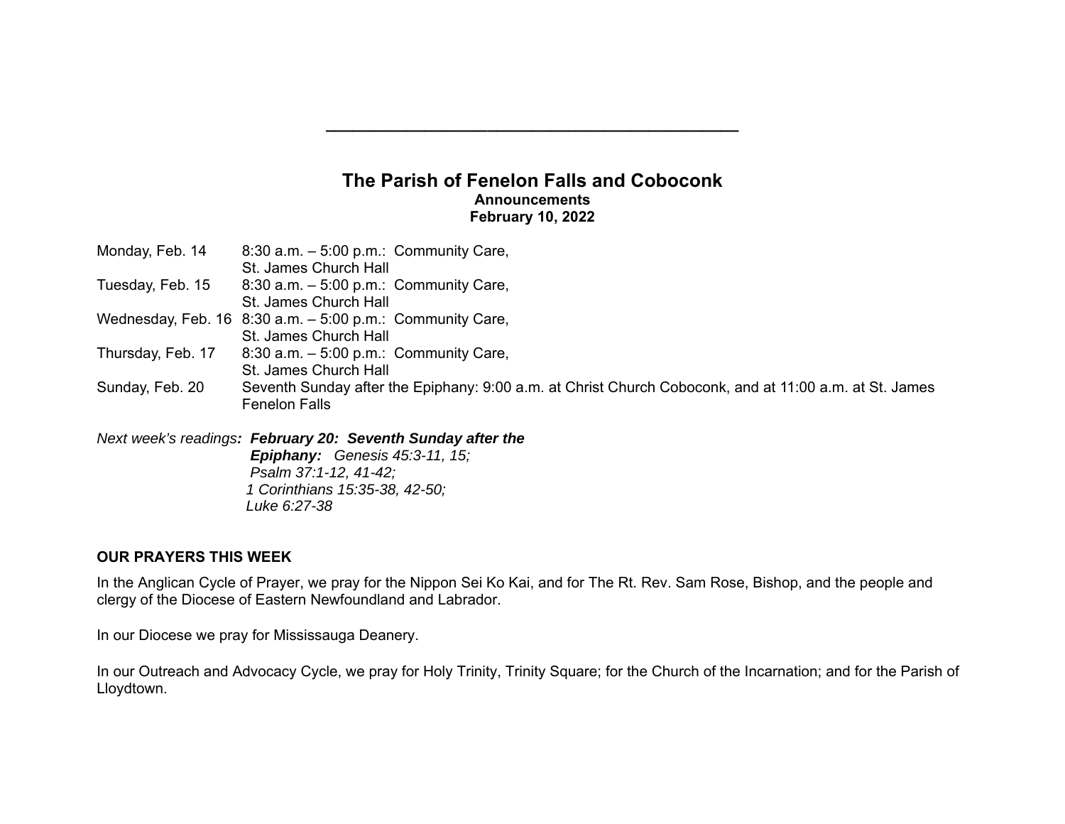---

# The Parish of Fenelon Falls and Coboconk

**Announcements**
**February 10, 2022**

| | |
|---|---|
| Monday, Feb. 14 | 8:30 a.m. – 5:00 p.m.: Community Care, St. James Church Hall |
| Tuesday, Feb. 15 | 8:30 a.m. – 5:00 p.m.: Community Care, St. James Church Hall |
| Wednesday, Feb. 16 | 8:30 a.m. – 5:00 p.m.: Community Care, St. James Church Hall |
| Thursday, Feb. 17 | 8:30 a.m. – 5:00 p.m.: Community Care, St. James Church Hall |
| Sunday, Feb. 20 | Seventh Sunday after the Epiphany: 9:00 a.m. at Christ Church Coboconk, and at 11:00 a.m. at St. James Fenelon Falls |

*Next week's readings**: February 20: Seventh Sunday after the Epiphany:*** *Genesis 45:3-11, 15;*
*Psalm 37:1-12, 41-42;*
*1 Corinthians 15:35-38, 42-50;*
*Luke 6:27-38*

**OUR PRAYERS THIS WEEK**

In the Anglican Cycle of Prayer, we pray for the Nippon Sei Ko Kai, and for The Rt. Rev. Sam Rose, Bishop, and the people and clergy of the Diocese of Eastern Newfoundland and Labrador.

In our Diocese we pray for Mississauga Deanery.

In our Outreach and Advocacy Cycle, we pray for Holy Trinity, Trinity Square; for the Church of the Incarnation; and for the Parish of Lloydtown.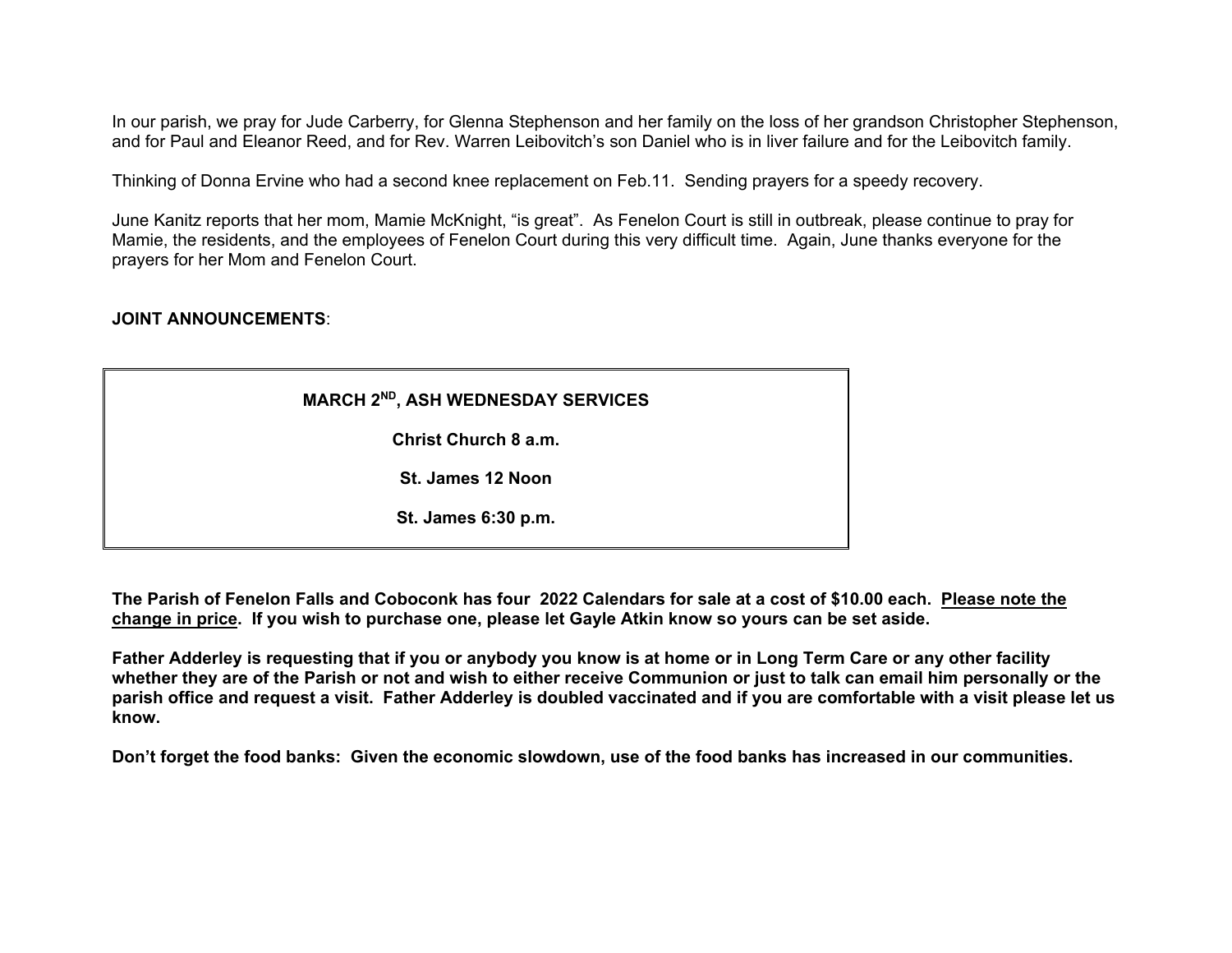In our parish, we pray for Jude Carberry, for Glenna Stephenson and her family on the loss of her grandson Christopher Stephenson, and for Paul and Eleanor Reed, and for Rev. Warren Leibovitch's son Daniel who is in liver failure and for the Leibovitch family.

Thinking of Donna Ervine who had a second knee replacement on Feb.11. Sending prayers for a speedy recovery.

June Kanitz reports that her mom, Mamie McKnight, "is great". As Fenelon Court is still in outbreak, please continue to pray for Mamie, the residents, and the employees of Fenelon Court during this very difficult time. Again, June thanks everyone for the prayers for her Mom and Fenelon Court.

**JOINT ANNOUNCEMENTS**:

**MARCH 2ND, ASH WEDNESDAY SERVICES**

**Christ Church 8 a.m.**

**St. James 12 Noon**

**St. James 6:30 p.m.**

**The Parish of Fenelon Falls and Coboconk has four 2022 Calendars for sale at a cost of $10.00 each. <u>Please note the change in price</u>. If you wish to purchase one, please let Gayle Atkin know so yours can be set aside.**

**Father Adderley is requesting that if you or anybody you know is at home or in Long Term Care or any other facility whether they are of the Parish or not and wish to either receive Communion or just to talk can email him personally or the parish office and request a visit. Father Adderley is doubled vaccinated and if you are comfortable with a visit please let us know.**

**Don't forget the food banks: Given the economic slowdown, use of the food banks has increased in our communities.**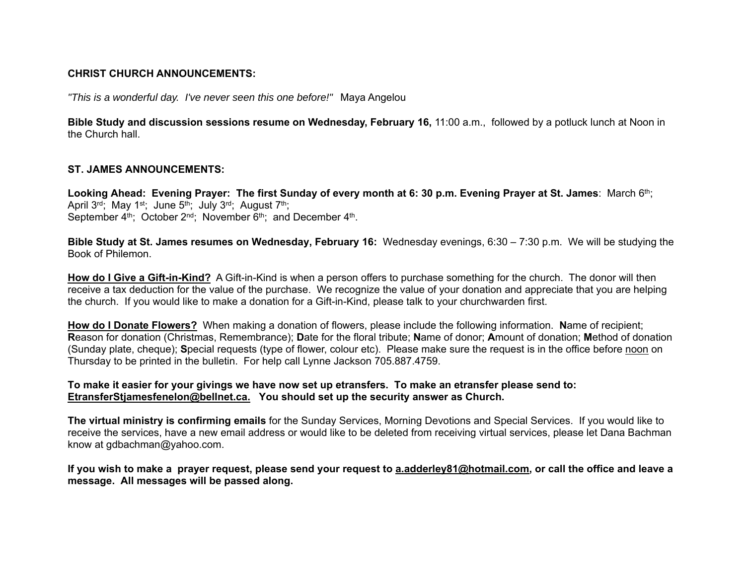**CHRIST CHURCH ANNOUNCEMENTS:**

*"This is a wonderful day. I've never seen this one before!"* Maya Angelou

**Bible Study and discussion sessions resume on Wednesday, February 16,** 11:00 a.m., followed by a potluck lunch at Noon in the Church hall.

**ST. JAMES ANNOUNCEMENTS:**

**Looking Ahead: Evening Prayer: The first Sunday of every month at 6: 30 p.m. Evening Prayer at St. James**: March 6th; April 3rd; May 1st; June 5th; July 3rd; August 7th; September 4th; October 2nd; November 6th; and December 4th.

**Bible Study at St. James resumes on Wednesday, February 16:** Wednesday evenings, 6:30 – 7:30 p.m. We will be studying the Book of Philemon.

**How do I Give a Gift-in-Kind?** A Gift-in-Kind is when a person offers to purchase something for the church. The donor will then receive a tax deduction for the value of the purchase. We recognize the value of your donation and appreciate that you are helping the church. If you would like to make a donation for a Gift-in-Kind, please talk to your churchwarden first.

**How do I Donate Flowers?** When making a donation of flowers, please include the following information. **N**ame of recipient; **R**eason for donation (Christmas, Remembrance); **D**ate for the floral tribute; **N**ame of donor; **A**mount of donation; **M**ethod of donation (Sunday plate, cheque); **S**pecial requests (type of flower, colour etc). Please make sure the request is in the office before noon on Thursday to be printed in the bulletin. For help call Lynne Jackson 705.887.4759.

**To make it easier for your givings we have now set up etransfers. To make an etransfer please send to: EtransferStjamesfenelon@bellnet.ca. You should set up the security answer as Church.**

**The virtual ministry is confirming emails** for the Sunday Services, Morning Devotions and Special Services. If you would like to receive the services, have a new email address or would like to be deleted from receiving virtual services, please let Dana Bachman know at gdbachman@yahoo.com.

**If you wish to make a prayer request, please send your request to a.adderley81@hotmail.com, or call the office and leave a message. All messages will be passed along.**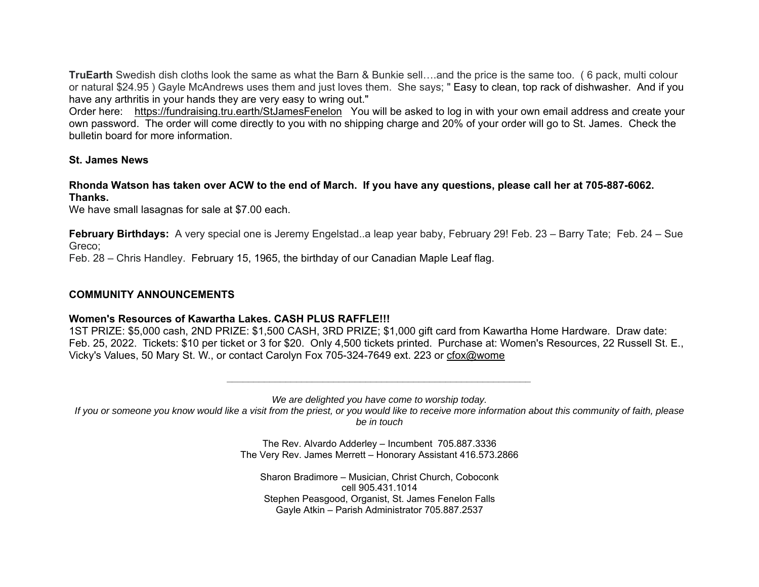**TruEarth** Swedish dish cloths look the same as what the Barn & Bunkie sell….and the price is the same too. ( 6 pack, multi colour or natural $24.95 ) Gayle McAndrews uses them and just loves them. She says; " Easy to clean, top rack of dishwasher. And if you have any arthritis in your hands they are very easy to wring out."
Order here: https://fundraising.tru.earth/StJamesFenelon You will be asked to log in with your own email address and create your own password. The order will come directly to you with no shipping charge and 20% of your order will go to St. James. Check the bulletin board for more information.

**St. James News**

**Rhonda Watson has taken over ACW to the end of March. If you have any questions, please call her at 705-887-6062. Thanks.**
We have small lasagnas for sale at $7.00 each.

**February Birthdays:** A very special one is Jeremy Engelstad..a leap year baby, February 29! Feb. 23 – Barry Tate; Feb. 24 – Sue Greco;
Feb. 28 – Chris Handley. February 15, 1965, the birthday of our Canadian Maple Leaf flag.

**COMMUNITY ANNOUNCEMENTS**

**Women's Resources of Kawartha Lakes. CASH PLUS RAFFLE!!!**
1ST PRIZE: $5,000 cash, 2ND PRIZE: $1,500 CASH, 3RD PRIZE; $1,000 gift card from Kawartha Home Hardware. Draw date: Feb. 25, 2022. Tickets: $10 per ticket or 3 for $20. Only 4,500 tickets printed. Purchase at: Women's Resources, 22 Russell St. E., Vicky's Values, 50 Mary St. W., or contact Carolyn Fox 705-324-7649 ext. 223 or cfox@wome

---

*We are delighted you have come to worship today.*
*If you or someone you know would like a visit from the priest, or you would like to receive more information about this community of faith, please be in touch*

The Rev. Alvardo Adderley – Incumbent 705.887.3336
The Very Rev. James Merrett – Honorary Assistant 416.573.2866

Sharon Bradimore – Musician, Christ Church, Coboconk
cell 905.431.1014
Stephen Peasgood, Organist, St. James Fenelon Falls
Gayle Atkin – Parish Administrator 705.887.2537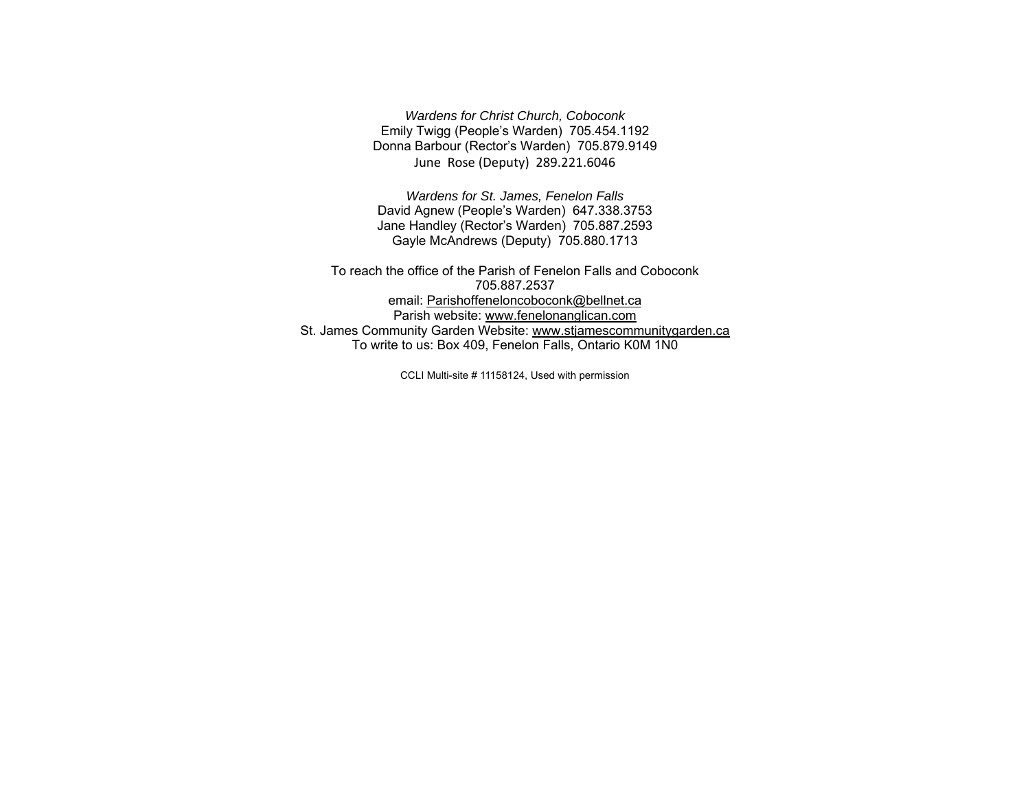*Wardens for Christ Church, Coboconk*
Emily Twigg (People's Warden)  705.454.1192
Donna Barbour (Rector's Warden)  705.879.9149
June  Rose (Deputy)  289.221.6046

*Wardens for St. James, Fenelon Falls*
David Agnew (People's Warden)  647.338.3753
Jane Handley (Rector's Warden)  705.887.2593
Gayle McAndrews (Deputy)  705.880.1713

To reach the office of the Parish of Fenelon Falls and Coboconk
705.887.2537
email: Parishoffeneloncoboconk@bellnet.ca
Parish website: www.fenelonanglican.com
St. James Community Garden Website: www.stjamescommunitygarden.ca
To write to us: Box 409, Fenelon Falls, Ontario K0M 1N0

CCLI Multi-site # 11158124, Used with permission